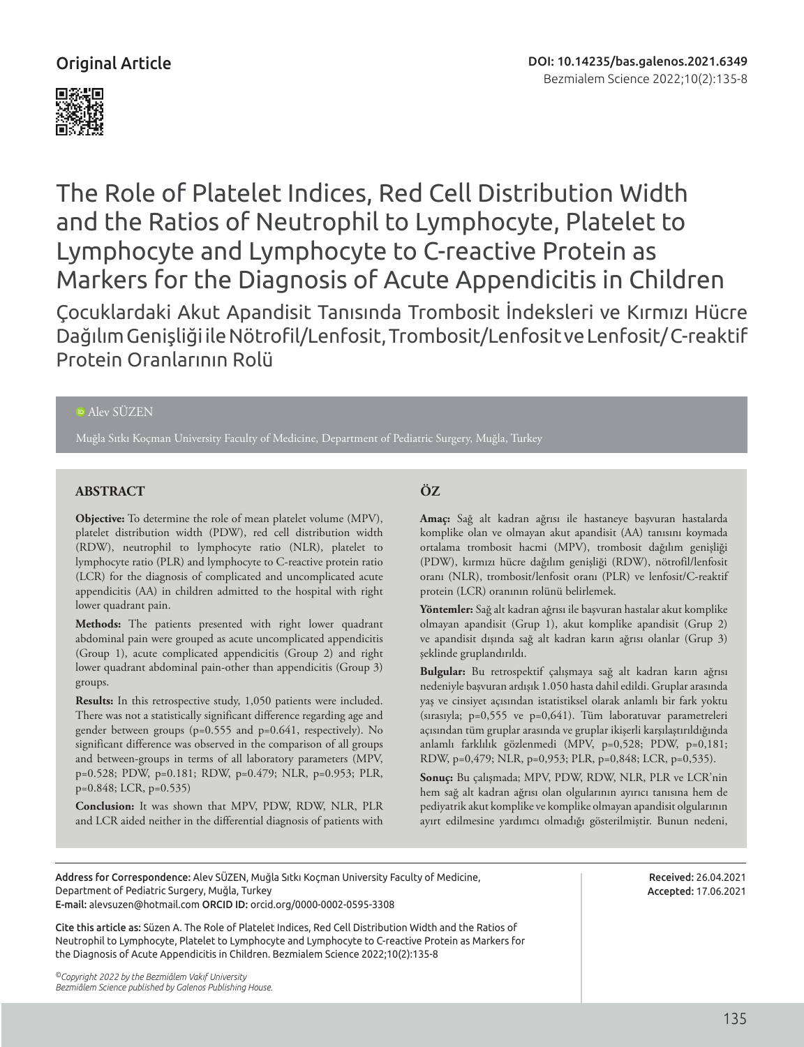Original Article

DOI: 10.14235/bas.galenos.2021.6349

# The Role of Platelet Indices, Red Cell Distribution Width and the Ratios of Neutrophil to Lymphocyte, Platelet to Lymphocyte and Lymphocyte to C-reactive Protein as Markers for the Diagnosis of Acute Appendicitis in Children

## Çocuklardaki Akut Apandisit Tanısında Trombosit İndeksleri ve Kırmızı Hücre Dağılım Genişliği ile Nötrofil/Lenfosit, Trombosit/Lenfosit ve Lenfosit/ C-reaktif Protein Oranlarının Rolü

Alev SÜZEN

Muğla Sıtkı Koçman University Faculty of Medicine, Department of Pediatric Surgery, Muğla, Turkey

### ABSTRACT

**Objective:** To determine the role of mean platelet volume (MPV), platelet distribution width (PDW), red cell distribution width (RDW), neutrophil to lymphocyte ratio (NLR), platelet to lymphocyte ratio (PLR) and lymphocyte to C-reactive protein ratio (LCR) for the diagnosis of complicated and uncomplicated acute appendicitis (AA) in children admitted to the hospital with right lower quadrant pain.

**Methods:** The patients presented with right lower quadrant abdominal pain were grouped as acute uncomplicated appendicitis (Group 1), acute complicated appendicitis (Group 2) and right lower quadrant abdominal pain-other than appendicitis (Group 3) groups.

**Results:** In this retrospective study, 1,050 patients were included. There was not a statistically significant difference regarding age and gender between groups (p=0.555 and p=0.641, respectively). No significant difference was observed in the comparison of all groups and between-groups in terms of all laboratory parameters (MPV, p=0.528; PDW, p=0.181; RDW, p=0.479; NLR, p=0.953; PLR, p=0.848; LCR, p=0.535)

**Conclusion:** It was shown that MPV, PDW, RDW, NLR, PLR and LCR aided neither in the differential diagnosis of patients with

### ÖZ

**Amaç:** Sağ alt kadran ağrısı ile hastaneye başvuran hastalarda komplike olan ve olmayan akut apandisit (AA) tanısını koymada ortalama trombosit hacmi (MPV), trombosit dağılım genişliği (PDW), kırmızı hücre dağılım genişliği (RDW), nötrofil/lenfosit oranı (NLR), trombosit/lenfosit oranı (PLR) ve lenfosit/C-reaktif protein (LCR) oranının rolünü belirlemek.

**Yöntemler:** Sağ alt kadran ağrısı ile başvuran hastalar akut komplike olmayan apandisit (Grup 1), akut komplike apandisit (Grup 2) ve apandisit dışında sağ alt kadran karın ağrısı olanlar (Grup 3) şeklinde gruplandırıldı.

**Bulgular:** Bu retrospektif çalışmaya sağ alt kadran karın ağrısı nedeniyle başvuran ardışık 1.050 hasta dahil edildi. Gruplar arasında yaş ve cinsiyet açısından istatistiksel olarak anlamlı bir fark yoktu (sırasıyla; p=0,555 ve p=0,641). Tüm laboratuvar parametreleri açısından tüm gruplar arasında ve gruplar ikişerli karşılaştırıldığında anlamlı farklılık gözlenmedi (MPV, p=0,528; PDW, p=0,181; RDW, p=0,479; NLR, p=0,953; PLR, p=0,848; LCR, p=0,535).

**Sonuç:** Bu çalışmada; MPV, PDW, RDW, NLR, PLR ve LCR'nin hem sağ alt kadran ağrısı olan olgularının ayırıcı tanısına hem de pediyatrik akut komplike ve komplike olmayan apandisit olgularının ayırt edilmesine yardımcı olmadığı gösterilmiştir. Bunun nedeni,

---

**Address for Correspondence:** Alev SÜZEN, Muğla Sıtkı Koçman University Faculty of Medicine, Department of Pediatric Surgery, Muğla, Turkey
**E-mail:** alevsuzen@hotmail.com **ORCID ID:** orcid.org/0000-0002-0595-3308

**Received:** 26.04.2021
**Accepted:** 17.06.2021

**Cite this article as:** Süzen A. The Role of Platelet Indices, Red Cell Distribution Width and the Ratios of Neutrophil to Lymphocyte, Platelet to Lymphocyte and Lymphocyte to C-reactive Protein as Markers for the Diagnosis of Acute Appendicitis in Children. Bezmialem Science 2022;10(2):135-8

*©Copyright 2022 by the Bezmiâlem Vakıf University*
*Bezmiâlem Science published by Galenos Publishing House.*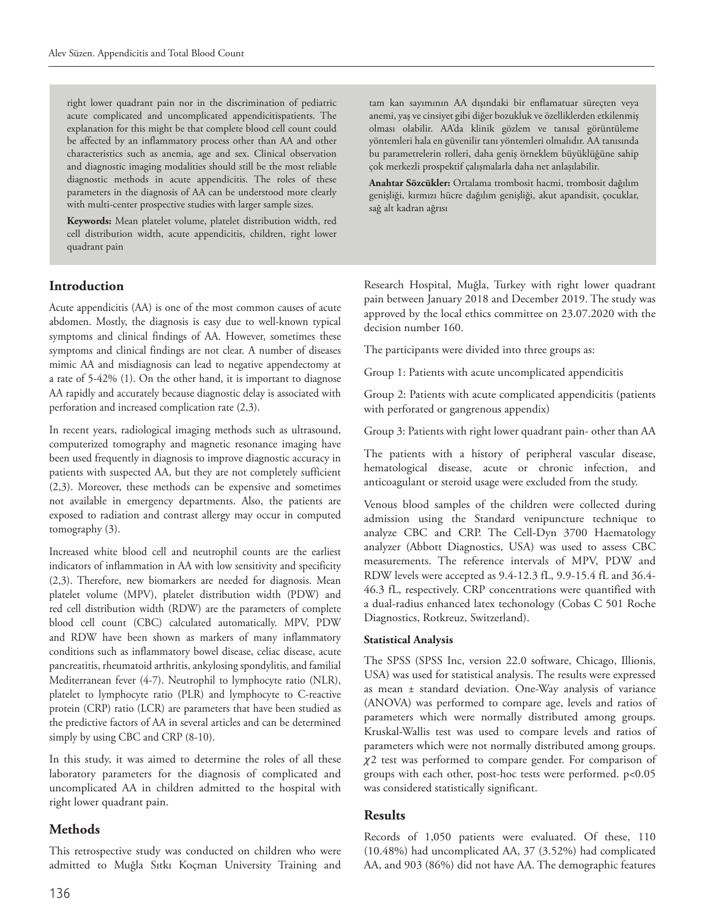right lower quadrant pain nor in the discrimination of pediatric acute complicated and uncomplicated appendicitispatients. The explanation for this might be that complete blood cell count could be affected by an inflammatory process other than AA and other characteristics such as anemia, age and sex. Clinical observation and diagnostic imaging modalities should still be the most reliable diagnostic methods in acute appendicitis. The roles of these parameters in the diagnosis of AA can be understood more clearly with multi-center prospective studies with larger sample sizes.

**Keywords:** Mean platelet volume, platelet distribution width, red cell distribution width, acute appendicitis, children, right lower quadrant pain

tam kan sayımının AA dışındaki bir enflamatuar süreçten veya anemi, yaş ve cinsiyet gibi diğer bozukluk ve özelliklerden etkilenmiş olması olabilir. AA'da klinik gözlem ve tanısal görüntüleme yöntemleri hala en güvenilir tanı yöntemleri olmalıdır. AA tanısında bu parametrelerin rolleri, daha geniş örneklem büyüklüğüne sahip çok merkezli prospektif çalışmalarla daha net anlaşılabilir.

**Anahtar Sözcükler:** Ortalama trombosit hacmi, trombosit dağılım genişliği, kırmızı hücre dağılım genişliği, akut apandisit, çocuklar, sağ alt kadran ağrısı

## Introduction

Acute appendicitis (AA) is one of the most common causes of acute abdomen. Mostly, the diagnosis is easy due to well-known typical symptoms and clinical findings of AA. However, sometimes these symptoms and clinical findings are not clear. A number of diseases mimic AA and misdiagnosis can lead to negative appendectomy at a rate of 5-42% (1). On the other hand, it is important to diagnose AA rapidly and accurately because diagnostic delay is associated with perforation and increased complication rate (2,3).

In recent years, radiological imaging methods such as ultrasound, computerized tomography and magnetic resonance imaging have been used frequently in diagnosis to improve diagnostic accuracy in patients with suspected AA, but they are not completely sufficient (2,3). Moreover, these methods can be expensive and sometimes not available in emergency departments. Also, the patients are exposed to radiation and contrast allergy may occur in computed tomography (3).

Increased white blood cell and neutrophil counts are the earliest indicators of inflammation in AA with low sensitivity and specificity (2,3). Therefore, new biomarkers are needed for diagnosis. Mean platelet volume (MPV), platelet distribution width (PDW) and red cell distribution width (RDW) are the parameters of complete blood cell count (CBC) calculated automatically. MPV, PDW and RDW have been shown as markers of many inflammatory conditions such as inflammatory bowel disease, celiac disease, acute pancreatitis, rheumatoid arthritis, ankylosing spondylitis, and familial Mediterranean fever (4-7). Neutrophil to lymphocyte ratio (NLR), platelet to lymphocyte ratio (PLR) and lymphocyte to C-reactive protein (CRP) ratio (LCR) are parameters that have been studied as the predictive factors of AA in several articles and can be determined simply by using CBC and CRP (8-10).

In this study, it was aimed to determine the roles of all these laboratory parameters for the diagnosis of complicated and uncomplicated AA in children admitted to the hospital with right lower quadrant pain.

## Methods

This retrospective study was conducted on children who were admitted to Muğla Sıtkı Koçman University Training and Research Hospital, Muğla, Turkey with right lower quadrant pain between January 2018 and December 2019. The study was approved by the local ethics committee on 23.07.2020 with the decision number 160.

The participants were divided into three groups as:

Group 1: Patients with acute uncomplicated appendicitis

Group 2: Patients with acute complicated appendicitis (patients with perforated or gangrenous appendix)

Group 3: Patients with right lower quadrant pain- other than AA

The patients with a history of peripheral vascular disease, hematological disease, acute or chronic infection, and anticoagulant or steroid usage were excluded from the study.

Venous blood samples of the children were collected during admission using the Standard venipuncture technique to analyze CBC and CRP. The Cell-Dyn 3700 Haematology analyzer (Abbott Diagnostics, USA) was used to assess CBC measurements. The reference intervals of MPV, PDW and RDW levels were accepted as 9.4-12.3 fL, 9.9-15.4 fL and 36.4-46.3 fL, respectively. CRP concentrations were quantified with a dual-radius enhanced latex techonology (Cobas C 501 Roche Diagnostics, Rotkreuz, Switzerland).

### Statistical Analysis

The SPSS (SPSS Inc, version 22.0 software, Chicago, Illionis, USA) was used for statistical analysis. The results were expressed as mean ± standard deviation. One-Way analysis of variance (ANOVA) was performed to compare age, levels and ratios of parameters which were normally distributed among groups. Kruskal-Wallis test was used to compare levels and ratios of parameters which were not normally distributed among groups. $\chi^2$ test was performed to compare gender. For comparison of groups with each other, post-hoc tests were performed. $p<0.05$ was considered statistically significant.

## Results

Records of 1,050 patients were evaluated. Of these, 110 (10.48%) had uncomplicated AA, 37 (3.52%) had complicated AA, and 903 (86%) did not have AA. The demographic features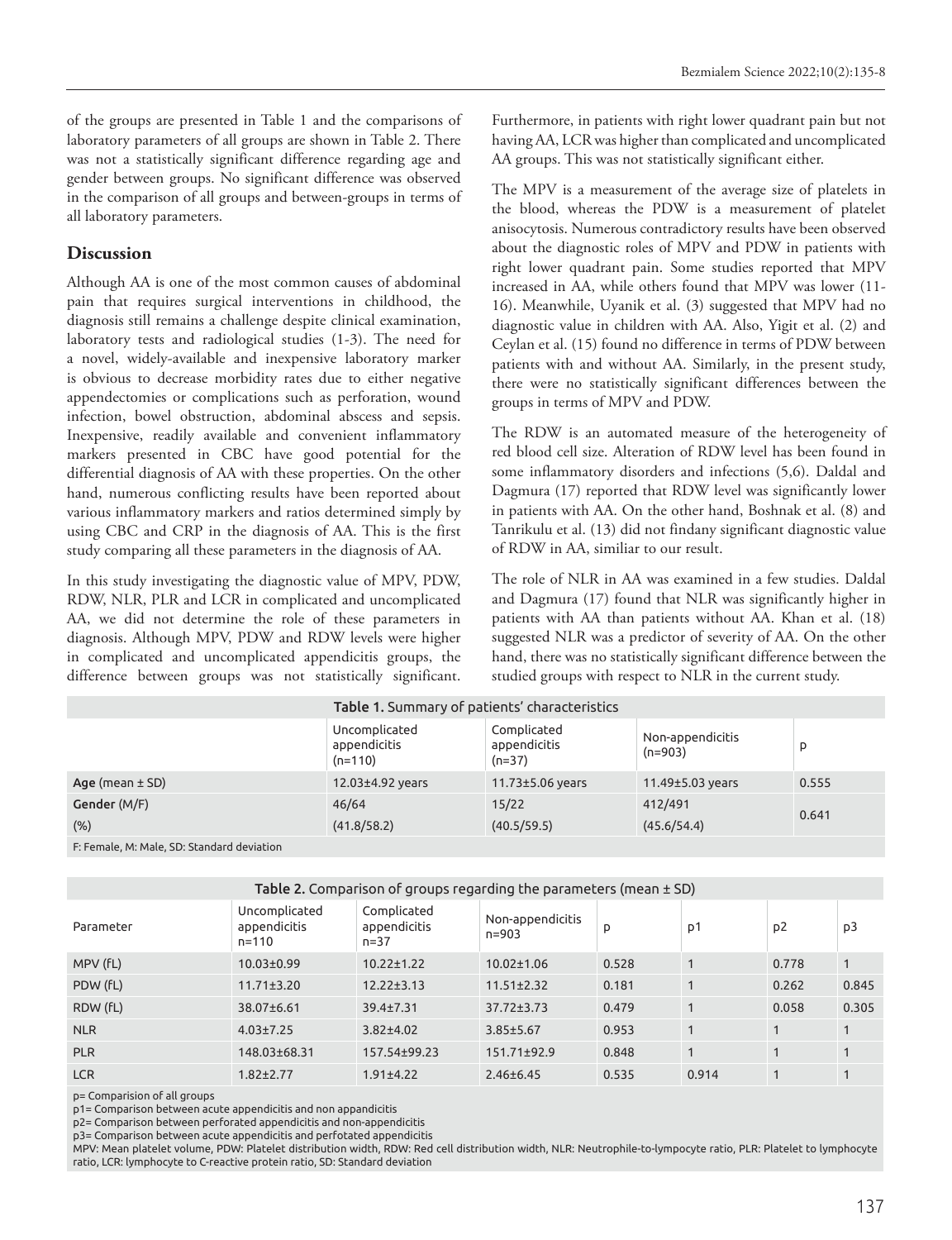of the groups are presented in Table 1 and the comparisons of laboratory parameters of all groups are shown in Table 2. There was not a statistically significant difference regarding age and gender between groups. No significant difference was observed in the comparison of all groups and between-groups in terms of all laboratory parameters.

## Discussion

Although AA is one of the most common causes of abdominal pain that requires surgical interventions in childhood, the diagnosis still remains a challenge despite clinical examination, laboratory tests and radiological studies (1-3). The need for a novel, widely-available and inexpensive laboratory marker is obvious to decrease morbidity rates due to either negative appendectomies or complications such as perforation, wound infection, bowel obstruction, abdominal abscess and sepsis. Inexpensive, readily available and convenient inflammatory markers presented in CBC have good potential for the differential diagnosis of AA with these properties. On the other hand, numerous conflicting results have been reported about various inflammatory markers and ratios determined simply by using CBC and CRP in the diagnosis of AA. This is the first study comparing all these parameters in the diagnosis of AA.

In this study investigating the diagnostic value of MPV, PDW, RDW, NLR, PLR and LCR in complicated and uncomplicated AA, we did not determine the role of these parameters in diagnosis. Although MPV, PDW and RDW levels were higher in complicated and uncomplicated appendicitis groups, the difference between groups was not statistically significant. Furthermore, in patients with right lower quadrant pain but not having AA, LCR was higher than complicated and uncomplicated AA groups. This was not statistically significant either.

The MPV is a measurement of the average size of platelets in the blood, whereas the PDW is a measurement of platelet anisocytosis. Numerous contradictory results have been observed about the diagnostic roles of MPV and PDW in patients with right lower quadrant pain. Some studies reported that MPV increased in AA, while others found that MPV was lower (11-16). Meanwhile, Uyanik et al. (3) suggested that MPV had no diagnostic value in children with AA. Also, Yigit et al. (2) and Ceylan et al. (15) found no difference in terms of PDW between patients with and without AA. Similarly, in the present study, there were no statistically significant differences between the groups in terms of MPV and PDW.

The RDW is an automated measure of the heterogeneity of red blood cell size. Alteration of RDW level has been found in some inflammatory disorders and infections (5,6). Daldal and Dagmura (17) reported that RDW level was significantly lower in patients with AA. On the other hand, Boshnak et al. (8) and Tanrikulu et al. (13) did not findany significant diagnostic value of RDW in AA, similiar to our result.

The role of NLR in AA was examined in a few studies. Daldal and Dagmura (17) found that NLR was significantly higher in patients with AA than patients without AA. Khan et al. (18) suggested NLR was a predictor of severity of AA. On the other hand, there was no statistically significant difference between the studied groups with respect to NLR in the current study.

**Table 1.** Summary of patients' characteristics

| | Uncomplicated appendicitis (n=110) | Complicated appendicitis (n=37) | Non-appendicitis (n=903) | p |
|---|---|---|---|---|
| **Age** (mean ± SD) | 12.03±4.92 years | 11.73±5.06 years | 11.49±5.03 years | 0.555 |
| **Gender** (M/F) (%) | 46/64 (41.8/58.2) | 15/22 (40.5/59.5) | 412/491 (45.6/54.4) | 0.641 |

F: Female, M: Male, SD: Standard deviation

**Table 2.** Comparison of groups regarding the parameters (mean ± SD)

| Parameter | Uncomplicated appendicitis n=110 | Complicated appendicitis n=37 | Non-appendicitis n=903 | p | p1 | p2 | p3 |
|---|---|---|---|---|---|---|---|
| MPV (fL) | 10.03±0.99 | 10.22±1.22 | 10.02±1.06 | 0.528 | 1 | 0.778 | 1 |
| PDW (fL) | 11.71±3.20 | 12.22±3.13 | 11.51±2.32 | 0.181 | 1 | 0.262 | 0.845 |
| RDW (fL) | 38.07±6.61 | 39.4±7.31 | 37.72±3.73 | 0.479 | 1 | 0.058 | 0.305 |
| NLR | 4.03±7.25 | 3.82±4.02 | 3.85±5.67 | 0.953 | 1 | 1 | 1 |
| PLR | 148.03±68.31 | 157.54±99.23 | 151.71±92.9 | 0.848 | 1 | 1 | 1 |
| LCR | 1.82±2.77 | 1.91±4.22 | 2.46±6.45 | 0.535 | 0.914 | 1 | 1 |

p= Comparision of all groups
p1= Comparison between acute appendicitis and non appandicitis
p2= Comparison between perforated appendicitis and non-appendicitis
p3= Comparison between acute appendicitis and perfotated appendicitis
MPV: Mean platelet volume, PDW: Platelet distribution width, RDW: Red cell distribution width, NLR: Neutrophile-to-lympocyte ratio, PLR: Platelet to lymphocyte ratio, LCR: lymphocyte to C-reactive protein ratio, SD: Standard deviation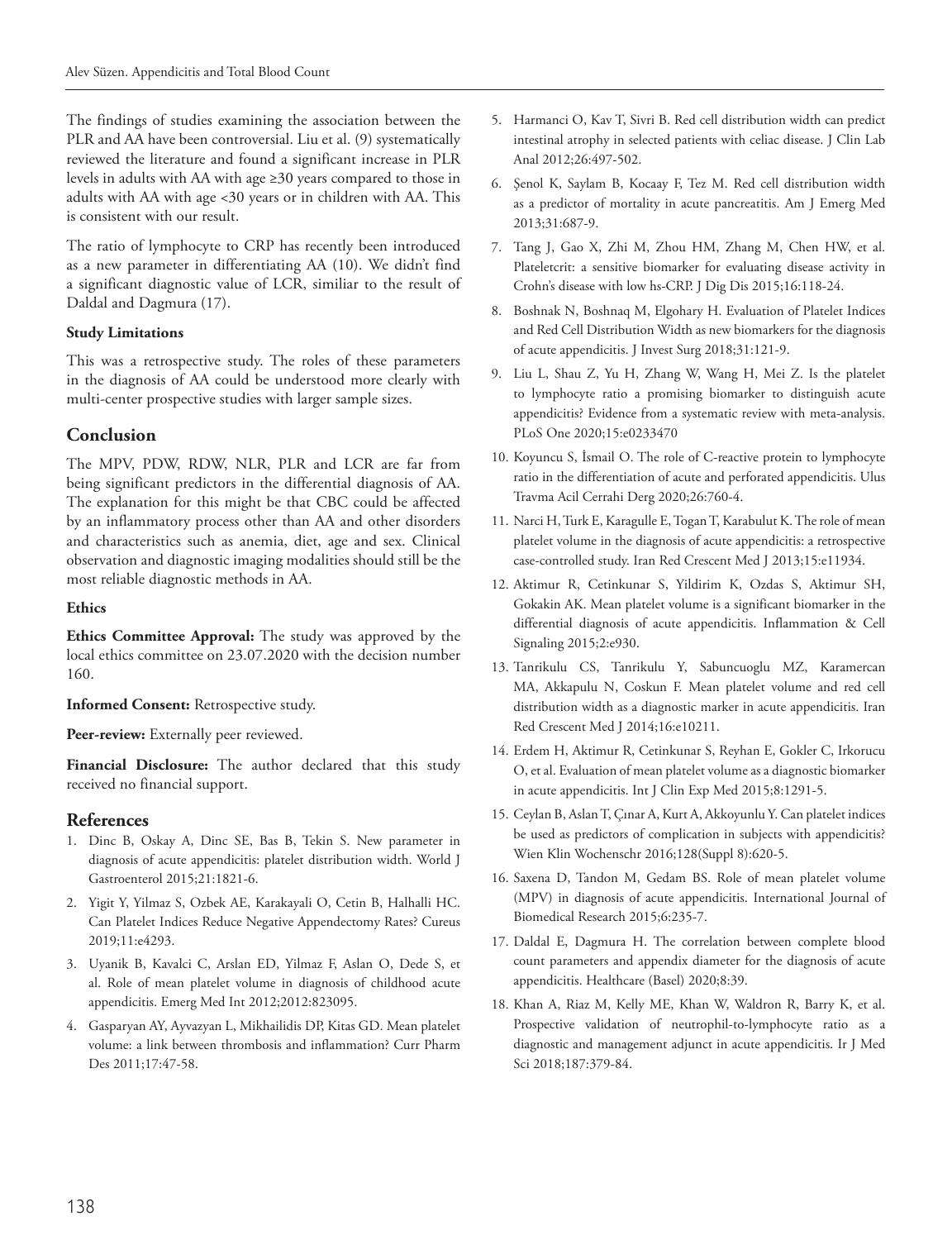The findings of studies examining the association between the PLR and AA have been controversial. Liu et al. (9) systematically reviewed the literature and found a significant increase in PLR levels in adults with AA with age ≥30 years compared to those in adults with AA with age <30 years or in children with AA. This is consistent with our result.

The ratio of lymphocyte to CRP has recently been introduced as a new parameter in differentiating AA (10). We didn't find a significant diagnostic value of LCR, similiar to the result of Daldal and Dagmura (17).

**Study Limitations**

This was a retrospective study. The roles of these parameters in the diagnosis of AA could be understood more clearly with multi-center prospective studies with larger sample sizes.

## Conclusion

The MPV, PDW, RDW, NLR, PLR and LCR are far from being significant predictors in the differential diagnosis of AA. The explanation for this might be that CBC could be affected by an inflammatory process other than AA and other disorders and characteristics such as anemia, diet, age and sex. Clinical observation and diagnostic imaging modalities should still be the most reliable diagnostic methods in AA.

**Ethics**

**Ethics Committee Approval:** The study was approved by the local ethics committee on 23.07.2020 with the decision number 160.

**Informed Consent:** Retrospective study.

**Peer-review:** Externally peer reviewed.

**Financial Disclosure:** The author declared that this study received no financial support.

## References

1. Dinc B, Oskay A, Dinc SE, Bas B, Tekin S. New parameter in diagnosis of acute appendicitis: platelet distribution width. World J Gastroenterol 2015;21:1821-6.
2. Yigit Y, Yilmaz S, Ozbek AE, Karakayali O, Cetin B, Halhalli HC. Can Platelet Indices Reduce Negative Appendectomy Rates? Cureus 2019;11:e4293.
3. Uyanik B, Kavalci C, Arslan ED, Yilmaz F, Aslan O, Dede S, et al. Role of mean platelet volume in diagnosis of childhood acute appendicitis. Emerg Med Int 2012;2012:823095.
4. Gasparyan AY, Ayvazyan L, Mikhailidis DP, Kitas GD. Mean platelet volume: a link between thrombosis and inflammation? Curr Pharm Des 2011;17:47-58.
5. Harmanci O, Kav T, Sivri B. Red cell distribution width can predict intestinal atrophy in selected patients with celiac disease. J Clin Lab Anal 2012;26:497-502.
6. Şenol K, Saylam B, Kocaay F, Tez M. Red cell distribution width as a predictor of mortality in acute pancreatitis. Am J Emerg Med 2013;31:687-9.
7. Tang J, Gao X, Zhi M, Zhou HM, Zhang M, Chen HW, et al. Plateletcrit: a sensitive biomarker for evaluating disease activity in Crohn's disease with low hs-CRP. J Dig Dis 2015;16:118-24.
8. Boshnak N, Boshnaq M, Elgohary H. Evaluation of Platelet Indices and Red Cell Distribution Width as new biomarkers for the diagnosis of acute appendicitis. J Invest Surg 2018;31:121-9.
9. Liu L, Shau Z, Yu H, Zhang W, Wang H, Mei Z. Is the platelet to lymphocyte ratio a promising biomarker to distinguish acute appendicitis? Evidence from a systematic review with meta-analysis. PLoS One 2020;15:e0233470
10. Koyuncu S, İsmail O. The role of C-reactive protein to lymphocyte ratio in the differentiation of acute and perforated appendicitis. Ulus Travma Acil Cerrahi Derg 2020;26:760-4.
11. Narci H, Turk E, Karagulle E, Togan T, Karabulut K. The role of mean platelet volume in the diagnosis of acute appendicitis: a retrospective case-controlled study. Iran Red Crescent Med J 2013;15:e11934.
12. Aktimur R, Cetinkunar S, Yildirim K, Ozdas S, Aktimur SH, Gokakin AK. Mean platelet volume is a significant biomarker in the differential diagnosis of acute appendicitis. Inflammation & Cell Signaling 2015;2:e930.
13. Tanrikulu CS, Tanrikulu Y, Sabuncuoglu MZ, Karamercan MA, Akkapulu N, Coskun F. Mean platelet volume and red cell distribution width as a diagnostic marker in acute appendicitis. Iran Red Crescent Med J 2014;16:e10211.
14. Erdem H, Aktimur R, Cetinkunar S, Reyhan E, Gokler C, Irkorucu O, et al. Evaluation of mean platelet volume as a diagnostic biomarker in acute appendicitis. Int J Clin Exp Med 2015;8:1291-5.
15. Ceylan B, Aslan T, Çınar A, Kurt A, Akkoyunlu Y. Can platelet indices be used as predictors of complication in subjects with appendicitis? Wien Klin Wochenschr 2016;128(Suppl 8):620-5.
16. Saxena D, Tandon M, Gedam BS. Role of mean platelet volume (MPV) in diagnosis of acute appendicitis. International Journal of Biomedical Research 2015;6:235-7.
17. Daldal E, Dagmura H. The correlation between complete blood count parameters and appendix diameter for the diagnosis of acute appendicitis. Healthcare (Basel) 2020;8:39.
18. Khan A, Riaz M, Kelly ME, Khan W, Waldron R, Barry K, et al. Prospective validation of neutrophil-to-lymphocyte ratio as a diagnostic and management adjunct in acute appendicitis. Ir J Med Sci 2018;187:379-84.